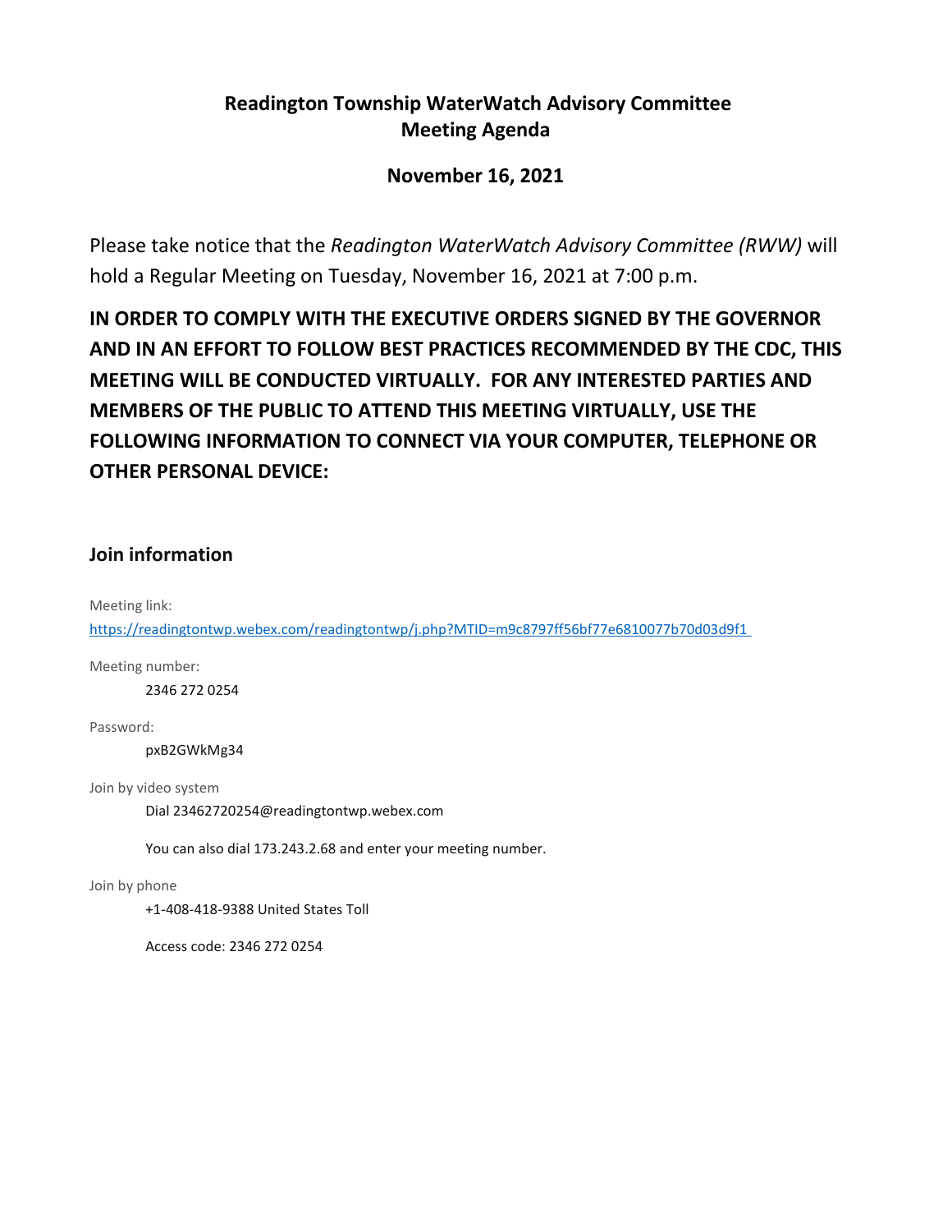# Readington Township WaterWatch Advisory Committee
# Meeting Agenda

## November 16, 2021

Please take notice that the *Readington WaterWatch Advisory Committee (RWW)* will hold a Regular Meeting on Tuesday, November 16, 2021 at 7:00 p.m.

**IN ORDER TO COMPLY WITH THE EXECUTIVE ORDERS SIGNED BY THE GOVERNOR AND IN AN EFFORT TO FOLLOW BEST PRACTICES RECOMMENDED BY THE CDC, THIS MEETING WILL BE CONDUCTED VIRTUALLY. FOR ANY INTERESTED PARTIES AND MEMBERS OF THE PUBLIC TO ATTEND THIS MEETING VIRTUALLY, USE THE FOLLOWING INFORMATION TO CONNECT VIA YOUR COMPUTER, TELEPHONE OR OTHER PERSONAL DEVICE:**

## Join information

Meeting link:

https://readingtontwp.webex.com/readingtontwp/j.php?MTID=m9c8797ff56bf77e6810077b70d03d9f1

Meeting number:

2346 272 0254

Password:

pxB2GWkMg34

Join by video system

Dial 23462720254@readingtontwp.webex.com

You can also dial 173.243.2.68 and enter your meeting number.

Join by phone

+1-408-418-9388 United States Toll

Access code: 2346 272 0254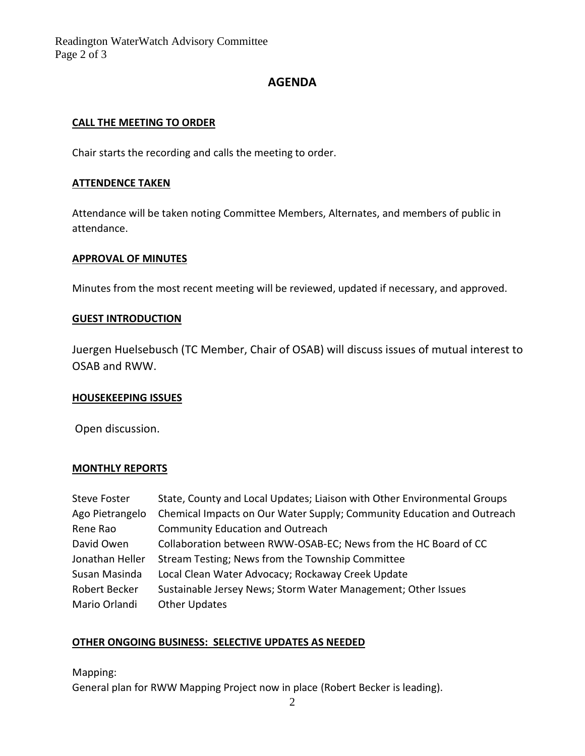## AGENDA

### CALL THE MEETING TO ORDER

Chair starts the recording and calls the meeting to order.

### ATTENDENCE TAKEN

Attendance will be taken noting Committee Members, Alternates, and members of public in attendance.

### APPROVAL OF MINUTES

Minutes from the most recent meeting will be reviewed, updated if necessary, and approved.

### GUEST INTRODUCTION

Juergen Huelsebusch (TC Member, Chair of OSAB) will discuss issues of mutual interest to OSAB and RWW.

### HOUSEKEEPING ISSUES

Open discussion.

### MONTHLY REPORTS

| | |
|---|---|
| Steve Foster | State, County and Local Updates; Liaison with Other Environmental Groups |
| Ago Pietrangelo | Chemical Impacts on Our Water Supply; Community Education and Outreach |
| Rene Rao | Community Education and Outreach |
| David Owen | Collaboration between RWW-OSAB-EC; News from the HC Board of CC |
| Jonathan Heller | Stream Testing; News from the Township Committee |
| Susan Masinda | Local Clean Water Advocacy; Rockaway Creek Update |
| Robert Becker | Sustainable Jersey News; Storm Water Management; Other Issues |
| Mario Orlandi | Other Updates |

### OTHER ONGOING BUSINESS: SELECTIVE UPDATES AS NEEDED

Mapping:
General plan for RWW Mapping Project now in place (Robert Becker is leading).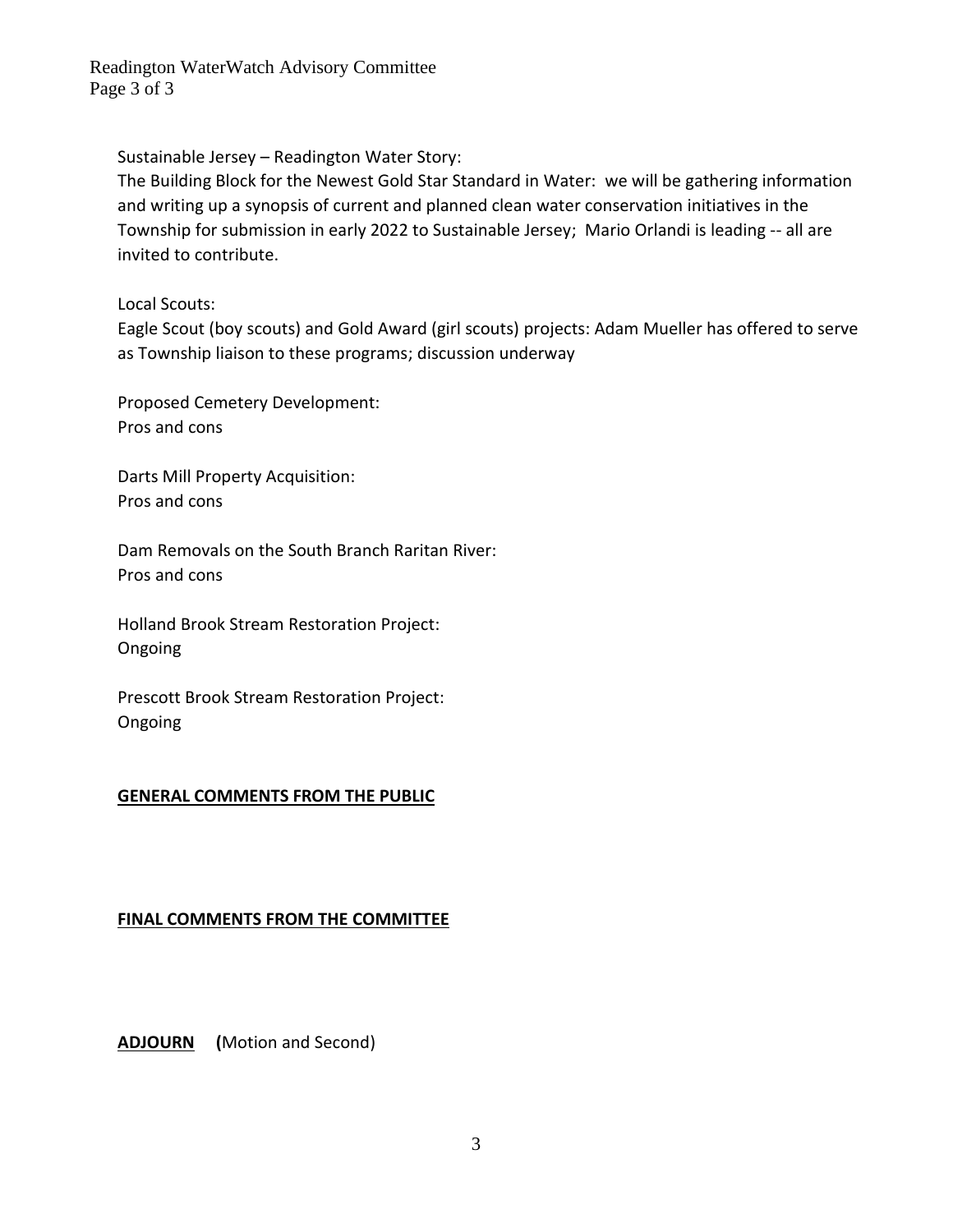Sustainable Jersey – Readington Water Story:
The Building Block for the Newest Gold Star Standard in Water: we will be gathering information and writing up a synopsis of current and planned clean water conservation initiatives in the Township for submission in early 2022 to Sustainable Jersey; Mario Orlandi is leading -- all are invited to contribute.

Local Scouts:
Eagle Scout (boy scouts) and Gold Award (girl scouts) projects: Adam Mueller has offered to serve as Township liaison to these programs; discussion underway

Proposed Cemetery Development:
Pros and cons

Darts Mill Property Acquisition:
Pros and cons

Dam Removals on the South Branch Raritan River:
Pros and cons

Holland Brook Stream Restoration Project:
Ongoing

Prescott Brook Stream Restoration Project:
Ongoing

**GENERAL COMMENTS FROM THE PUBLIC**

**FINAL COMMENTS FROM THE COMMITTEE**

**ADJOURN** **(**Motion and Second)